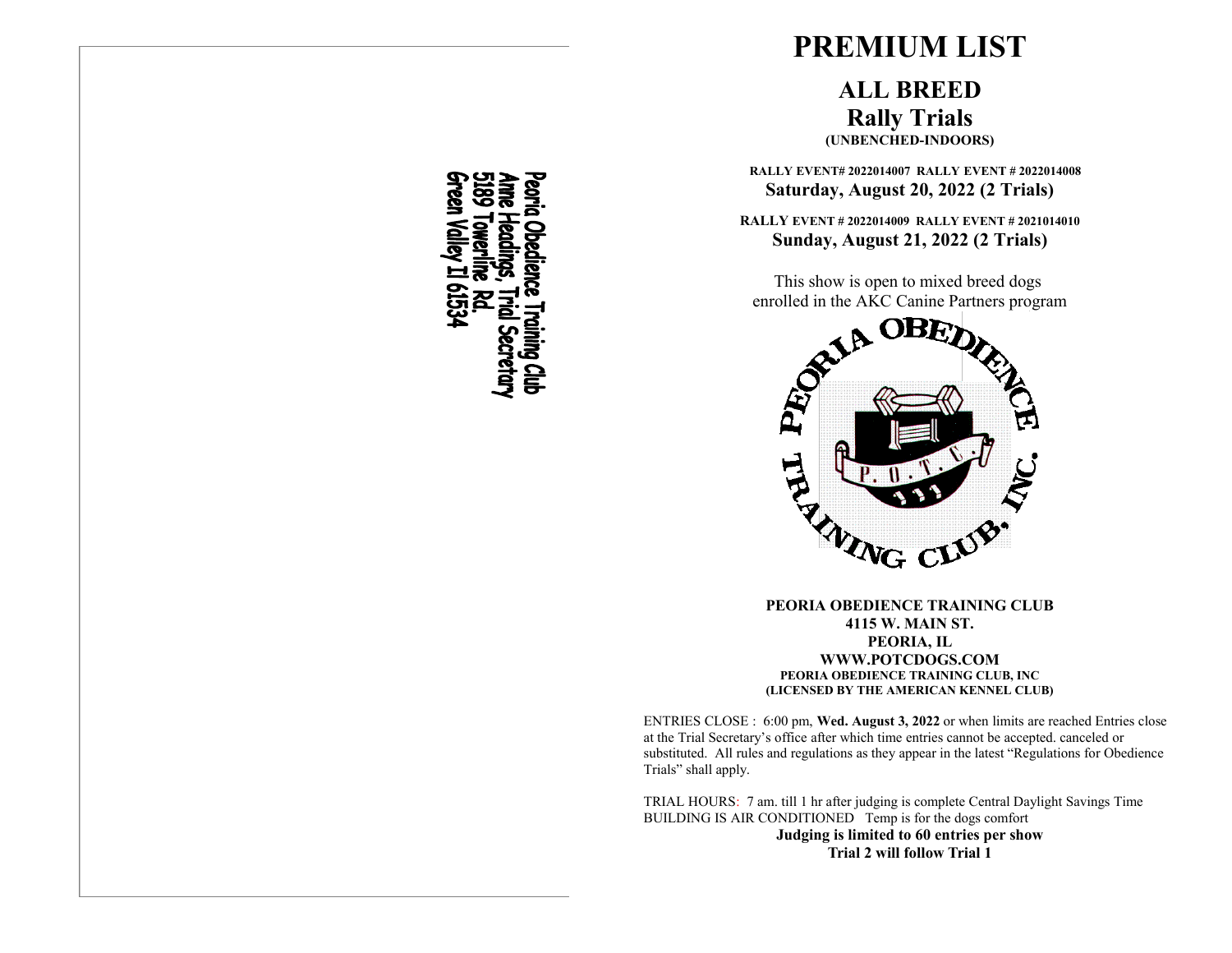Peoria Obedience Training Club
Anne Headings, Trial Secretary
5189 Towerline Rd.
Green Valley Il 61534

# PREMIUM LIST

## ALL BREED
## Rally Trials
**(UNBENCHED-INDOORS)**

**RALLY EVENT# 2022014007 RALLY EVENT # 2022014008**
**Saturday, August 20, 2022 (2 Trials)**

**RALLY EVENT # 2022014009 RALLY EVENT # 2021014010**
**Sunday, August 21, 2022 (2 Trials)**

This show is open to mixed breed dogs enrolled in the AKC Canine Partners program

PEORIA OBEDIENCE TRAINING CLUB, INC. P. O. T. C.

**PEORIA OBEDIENCE TRAINING CLUB**
**4115 W. MAIN ST.**
**PEORIA, IL**
**WWW.POTCDOGS.COM**
**PEORIA OBEDIENCE TRAINING CLUB, INC**
**(LICENSED BY THE AMERICAN KENNEL CLUB)**

ENTRIES CLOSE : 6:00 pm, **Wed. August 3, 2022** or when limits are reached Entries close at the Trial Secretary's office after which time entries cannot be accepted. canceled or substituted. All rules and regulations as they appear in the latest "Regulations for Obedience Trials" shall apply.

TRIAL HOURS: 7 am. till 1 hr after judging is complete Central Daylight Savings Time
BUILDING IS AIR CONDITIONED Temp is for the dogs comfort

**Judging is limited to 60 entries per show**
**Trial 2 will follow Trial 1**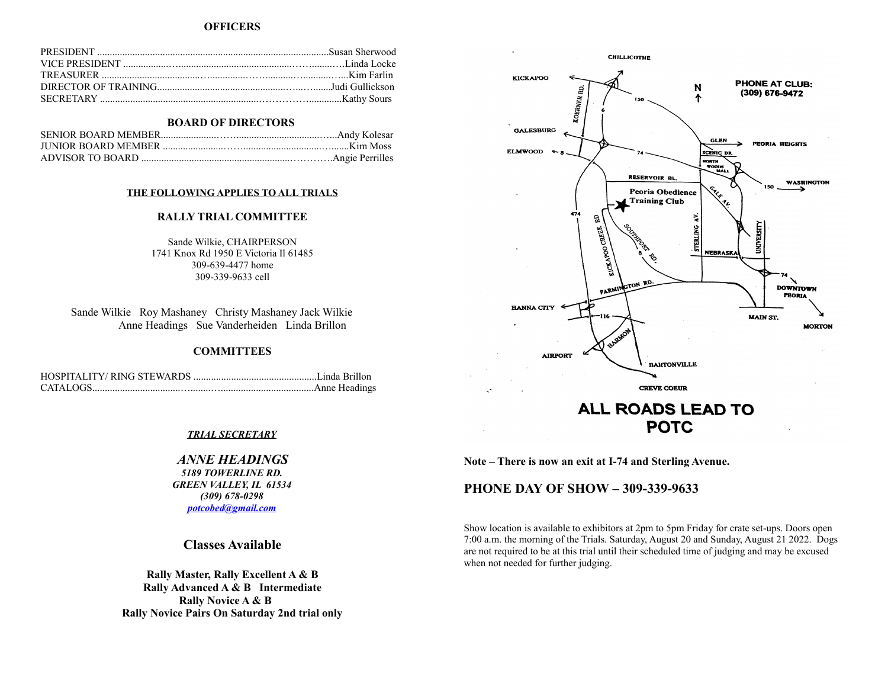**OFFICERS**

PRESIDENT ..........................................................................................Susan Sherwood
VICE PRESIDENT ..........................................................................Linda Locke
TREASURER ..........................................................................................Kim Farlin
DIRECTOR OF TRAINING.......................................................................Judi Gullickson
SECRETARY ..........................................................................................Kathy Sours

**BOARD OF DIRECTORS**

SENIOR BOARD MEMBER..........................................................................Andy Kolesar
JUNIOR BOARD MEMBER ..........................................................................Kim Moss
ADVISOR TO BOARD ..........................................................................Angie Perrilles

**THE FOLLOWING APPLIES TO ALL TRIALS**

**RALLY TRIAL COMMITTEE**

Sande Wilkie, CHAIRPERSON
1741 Knox Rd 1950 E Victoria Il 61485
309-639-4477 home
309-339-9633 cell

Sande Wilkie Roy Mashaney Christy Mashaney Jack Wilkie
Anne Headings Sue Vanderheiden Linda Brillon

**COMMITTEES**

HOSPITALITY/ RING STEWARDS .................................................Linda Brillon
CATALOGS..........................................................................Anne Headings

***TRIAL SECRETARY***

***ANNE HEADINGS***
***5189 TOWERLINE RD.***
***GREEN VALLEY, IL 61534***
***(309) 678-0298***
***potcobed@gmail.com***

**Classes Available**

**Rally Master, Rally Excellent A & B**
**Rally Advanced A & B Intermediate**
**Rally Novice A & B**
**Rally Novice Pairs On Saturday 2nd trial only**

PHONE AT CLUB: (309) 676-9472

ALL ROADS LEAD TO POTC

**Note – There is now an exit at I-74 and Sterling Avenue.**

**PHONE DAY OF SHOW – 309-339-9633**

Show location is available to exhibitors at 2pm to 5pm Friday for crate set-ups. Doors open 7:00 a.m. the morning of the Trials. Saturday, August 20 and Sunday, August 21 2022. Dogs are not required to be at this trial until their scheduled time of judging and may be excused when not needed for further judging.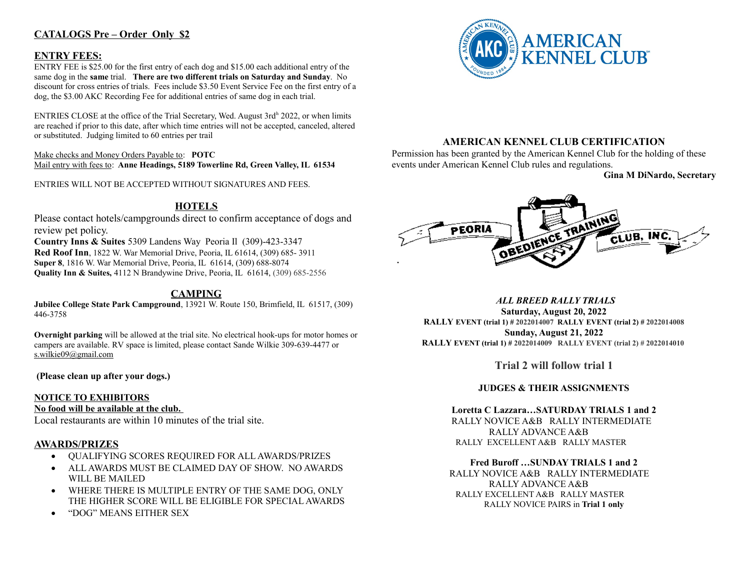**CATALOGS Pre – Order Only $2**

## ENTRY FEES:

ENTRY FEE is $25.00 for the first entry of each dog and $15.00 each additional entry of the same dog in the **same** trial. **There are two different trials on Saturday and Sunday**. No discount for cross entries of trials. Fees include $3.50 Event Service Fee on the first entry of a dog, the $3.00 AKC Recording Fee for additional entries of same dog in each trial.

ENTRIES CLOSE at the office of the Trial Secretary, Wed. August 3rd[h] 2022, or when limits are reached if prior to this date, after which time entries will not be accepted, canceled, altered or substituted. Judging limited to 60 entries per trail

Make checks and Money Orders Payable to: **POTC**
Mail entry with fees to: **Anne Headings, 5189 Towerline Rd, Green Valley, IL 61534**

ENTRIES WILL NOT BE ACCEPTED WITHOUT SIGNATURES AND FEES.

## HOTELS

Please contact hotels/campgrounds direct to confirm acceptance of dogs and review pet policy.

**Country Inns & Suites** 5309 Landens Way Peoria Il (309)-423-3347
**Red Roof Inn**, 1822 W. War Memorial Drive, Peoria, IL 61614, (309) 685- 3911
**Super 8**, 1816 W. War Memorial Drive, Peoria, IL 61614, (309) 688-8074
**Quality Inn & Suites,** 4112 N Brandywine Drive, Peoria, IL 61614, (309) 685-2556

## CAMPING

**Jubilee College State Park Campground**, 13921 W. Route 150, Brimfield, IL 61517, (309) 446-3758

**Overnight parking** will be allowed at the trial site. No electrical hook-ups for motor homes or campers are available. RV space is limited, please contact Sande Wilkie 309-639-4477 or s.wilkie09@gmail.com

**(Please clean up after your dogs.)**

**NOTICE TO EXHIBITORS**
**No food will be available at the club.**
Local restaurants are within 10 minutes of the trial site.

## AWARDS/PRIZES

- QUALIFYING SCORES REQUIRED FOR ALL AWARDS/PRIZES
- ALL AWARDS MUST BE CLAIMED DAY OF SHOW. NO AWARDS WILL BE MAILED
- WHERE THERE IS MULTIPLE ENTRY OF THE SAME DOG, ONLY THE HIGHER SCORE WILL BE ELIGIBLE FOR SPECIAL AWARDS
- "DOG" MEANS EITHER SEX

AMERICAN KENNEL CLUB

## AMERICAN KENNEL CLUB CERTIFICATION

Permission has been granted by the American Kennel Club for the holding of these events under American Kennel Club rules and regulations.

**Gina M DiNardo, Secretary**

PEORIA OBEDIENCE TRAINING CLUB, INC.

***ALL BREED RALLY TRIALS***

**Saturday, August 20, 2022**
**RALLY EVENT (trial 1) # 2022014007 RALLY EVENT (trial 2) # 2022014008**

**Sunday, August 21, 2022**
**RALLY EVENT (trial 1) # 2022014009 RALLY EVENT (trial 2) # 2022014010**

**Trial 2 will follow trial 1**

**JUDGES & THEIR ASSIGNMENTS**

**Loretta C Lazzara…SATURDAY TRIALS 1 and 2**
RALLY NOVICE A&B RALLY INTERMEDIATE
RALLY ADVANCE A&B
RALLY EXCELLENT A&B RALLY MASTER

**Fred Buroff …SUNDAY TRIALS 1 and 2**
RALLY NOVICE A&B RALLY INTERMEDIATE
RALLY ADVANCE A&B
RALLY EXCELLENT A&B RALLY MASTER
RALLY NOVICE PAIRS in **Trial 1 only**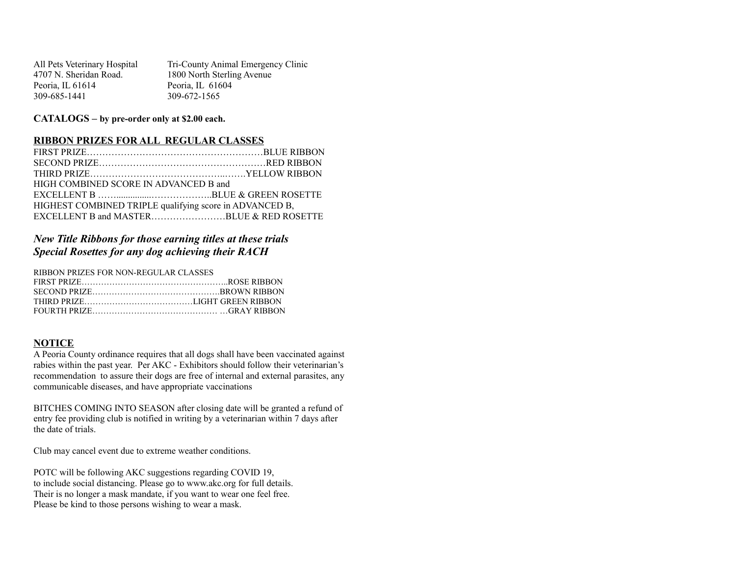| | |
|---|---|
| All Pets Veterinary Hospital | Tri-County Animal Emergency Clinic |
| 4707 N. Sheridan Road. | 1800 North Sterling Avenue |
| Peoria, IL 61614 | Peoria, IL 61604 |
| 309-685-1441 | 309-672-1565 |

**CATALOGS – by pre-order only at $2.00 each.**

**<u>RIBBON PRIZES FOR ALL REGULAR CLASSES</u>**

FIRST PRIZE…………………………………………………BLUE RIBBON
SECOND PRIZE………………………………………….……RED RIBBON
THIRD PRIZE……………………………………..…….YELLOW RIBBON
HIGH COMBINED SCORE IN ADVANCED B and
EXCELLENT B ……...............………………..BLUE & GREEN ROSETTE
HIGHEST COMBINED TRIPLE qualifying score in ADVANCED B,
EXCELLENT B and MASTER……………………BLUE & RED ROSETTE

***New Title Ribbons for those earning titles at these trials***
***Special Rosettes for any dog achieving their RACH***

RIBBON PRIZES FOR NON-REGULAR CLASSES
FIRST PRIZE……………………………………………..ROSE RIBBON
SECOND PRIZE……………………………………….BROWN RIBBON
THIRD PRIZE…………………………………LIGHT GREEN RIBBON
FOURTH PRIZE……………………………………… …GRAY RIBBON

**<u>NOTICE</u>**

A Peoria County ordinance requires that all dogs shall have been vaccinated against rabies within the past year. Per AKC - Exhibitors should follow their veterinarian's recommendation to assure their dogs are free of internal and external parasites, any communicable diseases, and have appropriate vaccinations

BITCHES COMING INTO SEASON after closing date will be granted a refund of entry fee providing club is notified in writing by a veterinarian within 7 days after the date of trials.

Club may cancel event due to extreme weather conditions.

POTC will be following AKC suggestions regarding COVID 19,
to include social distancing. Please go to www.akc.org for full details.
Their is no longer a mask mandate, if you want to wear one feel free.
Please be kind to those persons wishing to wear a mask.